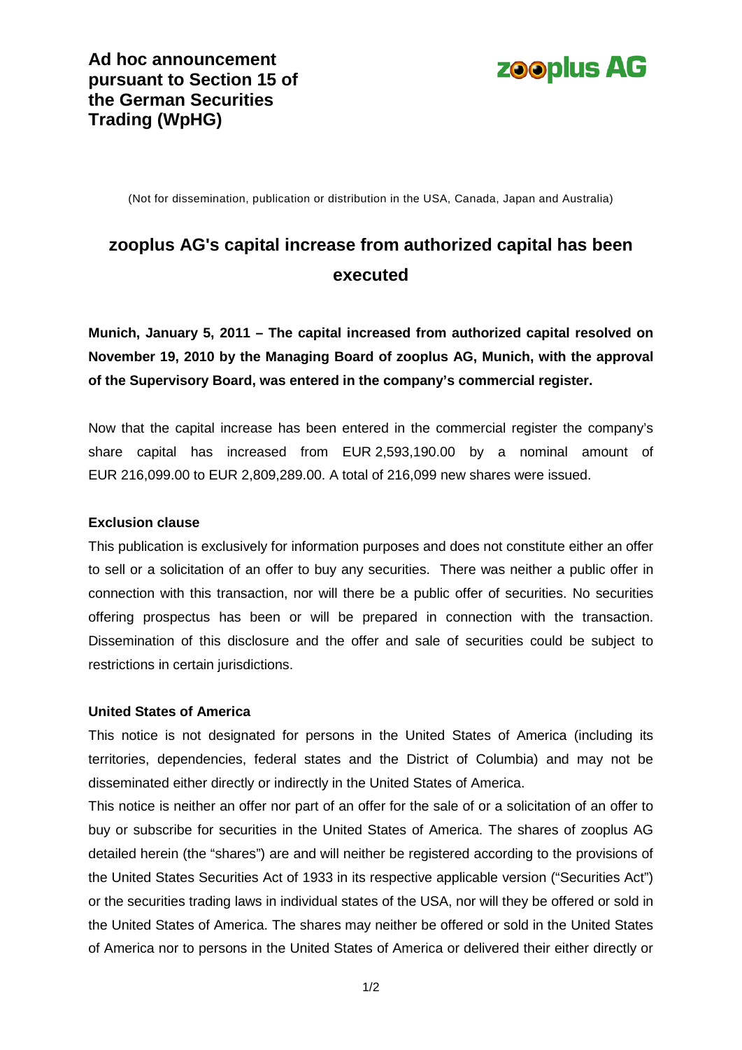**Ad hoc announcement pursuant to Section 15 of the German Securities Trading (WpHG)**

zooplus AG

(Not for dissemination, publication or distribution in the USA, Canada, Japan and Australia)

# zooplus AG's capital increase from authorized capital has been executed

**Munich, January 5, 2011 – The capital increased from authorized capital resolved on November 19, 2010 by the Managing Board of zooplus AG, Munich, with the approval of the Supervisory Board, was entered in the company's commercial register.**

Now that the capital increase has been entered in the commercial register the company's share capital has increased from EUR 2,593,190.00 by a nominal amount of EUR 216,099.00 to EUR 2,809,289.00. A total of 216,099 new shares were issued.

**Exclusion clause**

This publication is exclusively for information purposes and does not constitute either an offer to sell or a solicitation of an offer to buy any securities. There was neither a public offer in connection with this transaction, nor will there be a public offer of securities. No securities offering prospectus has been or will be prepared in connection with the transaction. Dissemination of this disclosure and the offer and sale of securities could be subject to restrictions in certain jurisdictions.

**United States of America**

This notice is not designated for persons in the United States of America (including its territories, dependencies, federal states and the District of Columbia) and may not be disseminated either directly or indirectly in the United States of America.

This notice is neither an offer nor part of an offer for the sale of or a solicitation of an offer to buy or subscribe for securities in the United States of America. The shares of zooplus AG detailed herein (the "shares") are and will neither be registered according to the provisions of the United States Securities Act of 1933 in its respective applicable version ("Securities Act") or the securities trading laws in individual states of the USA, nor will they be offered or sold in the United States of America. The shares may neither be offered or sold in the United States of America nor to persons in the United States of America or delivered their either directly or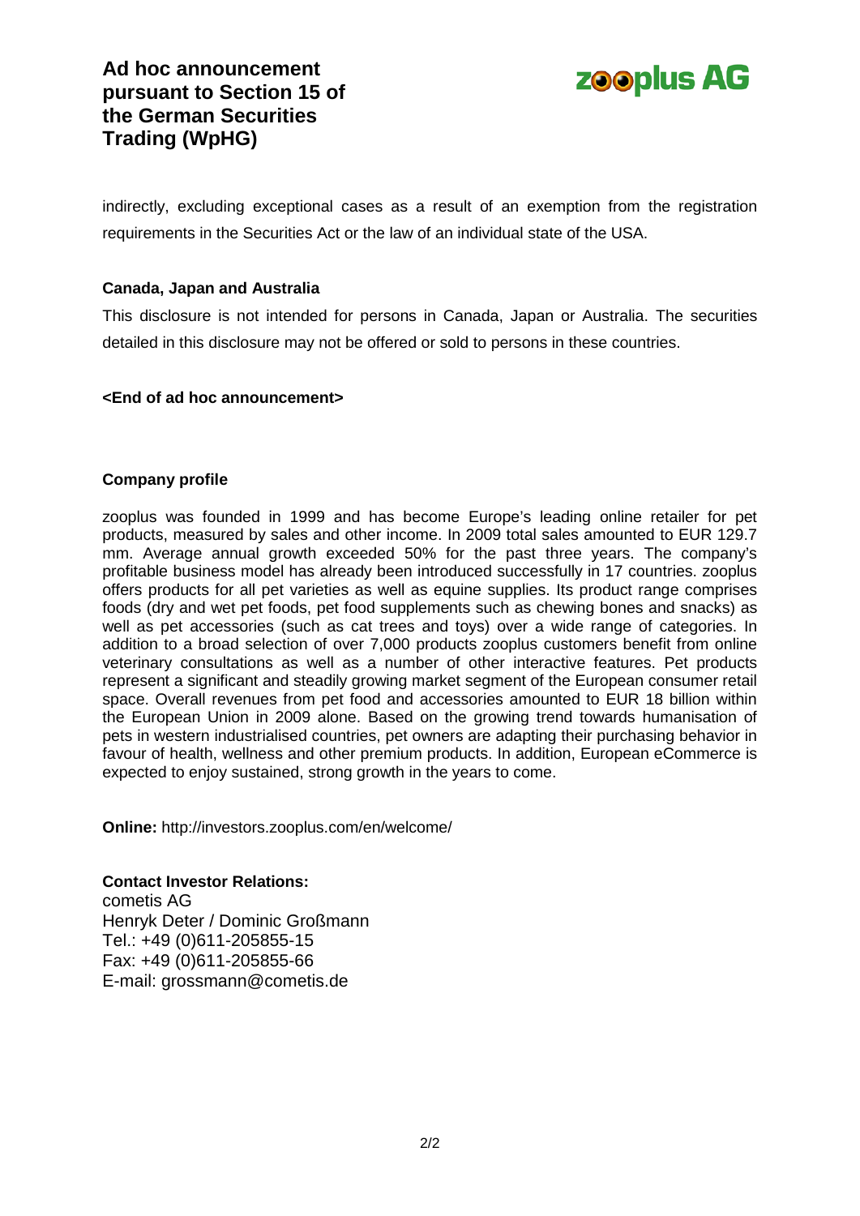indirectly, excluding exceptional cases as a result of an exemption from the registration requirements in the Securities Act or the law of an individual state of the USA.

**Canada, Japan and Australia**

This disclosure is not intended for persons in Canada, Japan or Australia. The securities detailed in this disclosure may not be offered or sold to persons in these countries.

**<End of ad hoc announcement>**

**Company profile**

zooplus was founded in 1999 and has become Europe's leading online retailer for pet products, measured by sales and other income. In 2009 total sales amounted to EUR 129.7 mm. Average annual growth exceeded 50% for the past three years. The company's profitable business model has already been introduced successfully in 17 countries. zooplus offers products for all pet varieties as well as equine supplies. Its product range comprises foods (dry and wet pet foods, pet food supplements such as chewing bones and snacks) as well as pet accessories (such as cat trees and toys) over a wide range of categories. In addition to a broad selection of over 7,000 products zooplus customers benefit from online veterinary consultations as well as a number of other interactive features. Pet products represent a significant and steadily growing market segment of the European consumer retail space. Overall revenues from pet food and accessories amounted to EUR 18 billion within the European Union in 2009 alone. Based on the growing trend towards humanisation of pets in western industrialised countries, pet owners are adapting their purchasing behavior in favour of health, wellness and other premium products. In addition, European eCommerce is expected to enjoy sustained, strong growth in the years to come.

**Online:** http://investors.zooplus.com/en/welcome/

**Contact Investor Relations:**
cometis AG
Henryk Deter / Dominic Großmann
Tel.: +49 (0)611-205855-15
Fax: +49 (0)611-205855-66
E-mail: grossmann@cometis.de